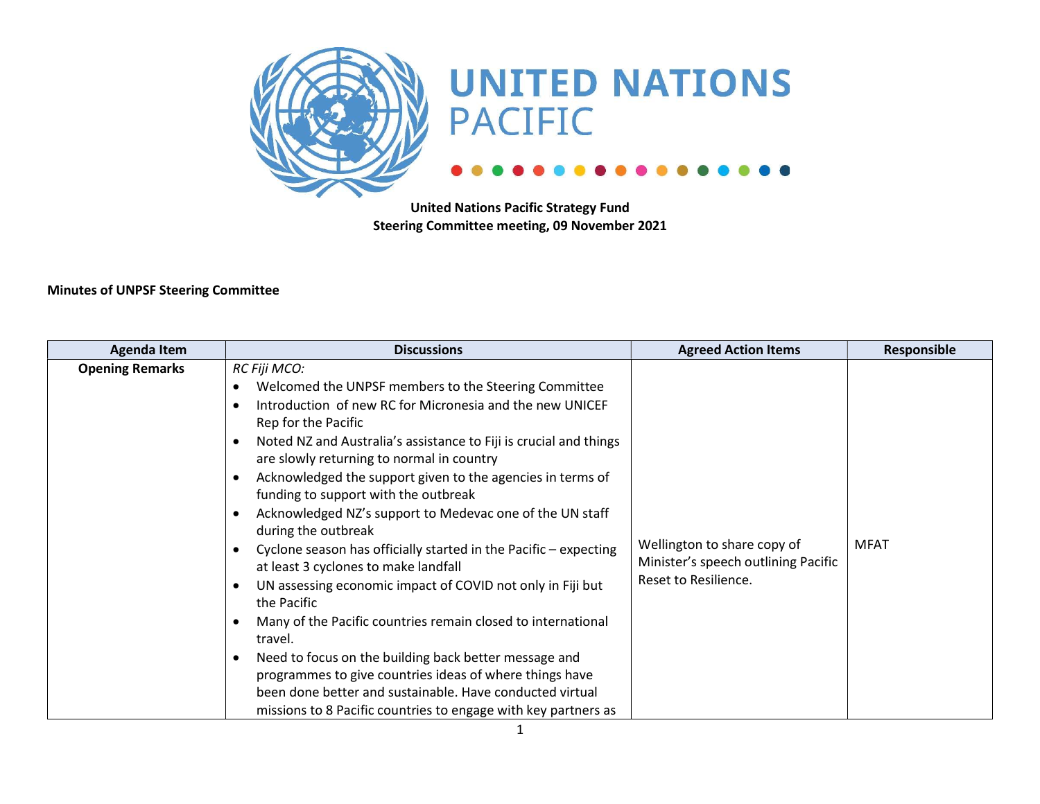# UNITED NATIONS PACIFIC

**United Nations Pacific Strategy Fund**
**Steering Committee meeting, 09 November 2021**

**Minutes of UNPSF Steering Committee**

| Agenda Item | Discussions | Agreed Action Items | Responsible |
|---|---|---|---|
| **Opening Remarks** | *RC Fiji MCO:*<br>• Welcomed the UNPSF members to the Steering Committee<br>• Introduction of new RC for Micronesia and the new UNICEF Rep for the Pacific<br>• Noted NZ and Australia's assistance to Fiji is crucial and things are slowly returning to normal in country<br>• Acknowledged the support given to the agencies in terms of funding to support with the outbreak<br>• Acknowledged NZ's support to Medevac one of the UN staff during the outbreak<br>• Cyclone season has officially started in the Pacific – expecting at least 3 cyclones to make landfall<br>• UN assessing economic impact of COVID not only in Fiji but the Pacific<br>• Many of the Pacific countries remain closed to international travel.<br>• Need to focus on the building back better message and programmes to give countries ideas of where things have been done better and sustainable. Have conducted virtual missions to 8 Pacific countries to engage with key partners as | Wellington to share copy of Minister's speech outlining Pacific Reset to Resilience. | MFAT |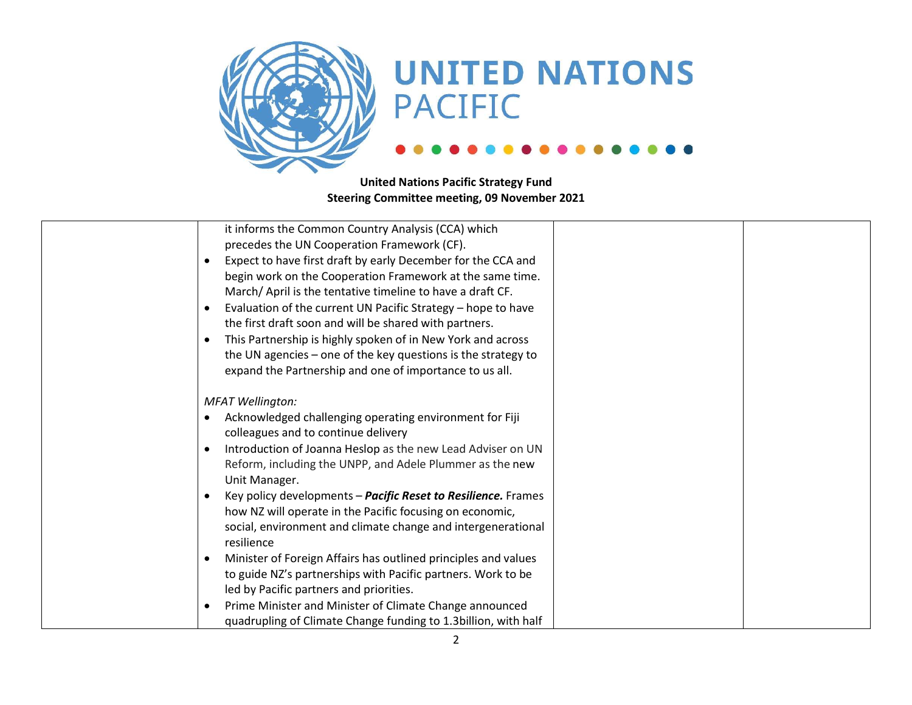**United Nations Pacific Strategy Fund**
**Steering Committee meeting, 09 November 2021**

| | | | |
|---|---|---|---|
| | it informs the Common Country Analysis (CCA) which precedes the UN Cooperation Framework (CF).<br>• Expect to have first draft by early December for the CCA and begin work on the Cooperation Framework at the same time. March/ April is the tentative timeline to have a draft CF.<br>• Evaluation of the current UN Pacific Strategy – hope to have the first draft soon and will be shared with partners.<br>• This Partnership is highly spoken of in New York and across the UN agencies – one of the key questions is the strategy to expand the Partnership and one of importance to us all.<br><br>*MFAT Wellington:*<br>• Acknowledged challenging operating environment for Fiji colleagues and to continue delivery<br>• Introduction of Joanna Heslop as the new Lead Adviser on UN Reform, including the UNPP, and Adele Plummer as the new Unit Manager.<br>• Key policy developments – ***Pacific Reset to Resilience.*** Frames how NZ will operate in the Pacific focusing on economic, social, environment and climate change and intergenerational resilience<br>• Minister of Foreign Affairs has outlined principles and values to guide NZ's partnerships with Pacific partners. Work to be led by Pacific partners and priorities.<br>• Prime Minister and Minister of Climate Change announced quadrupling of Climate Change funding to 1.3billion, with half | | |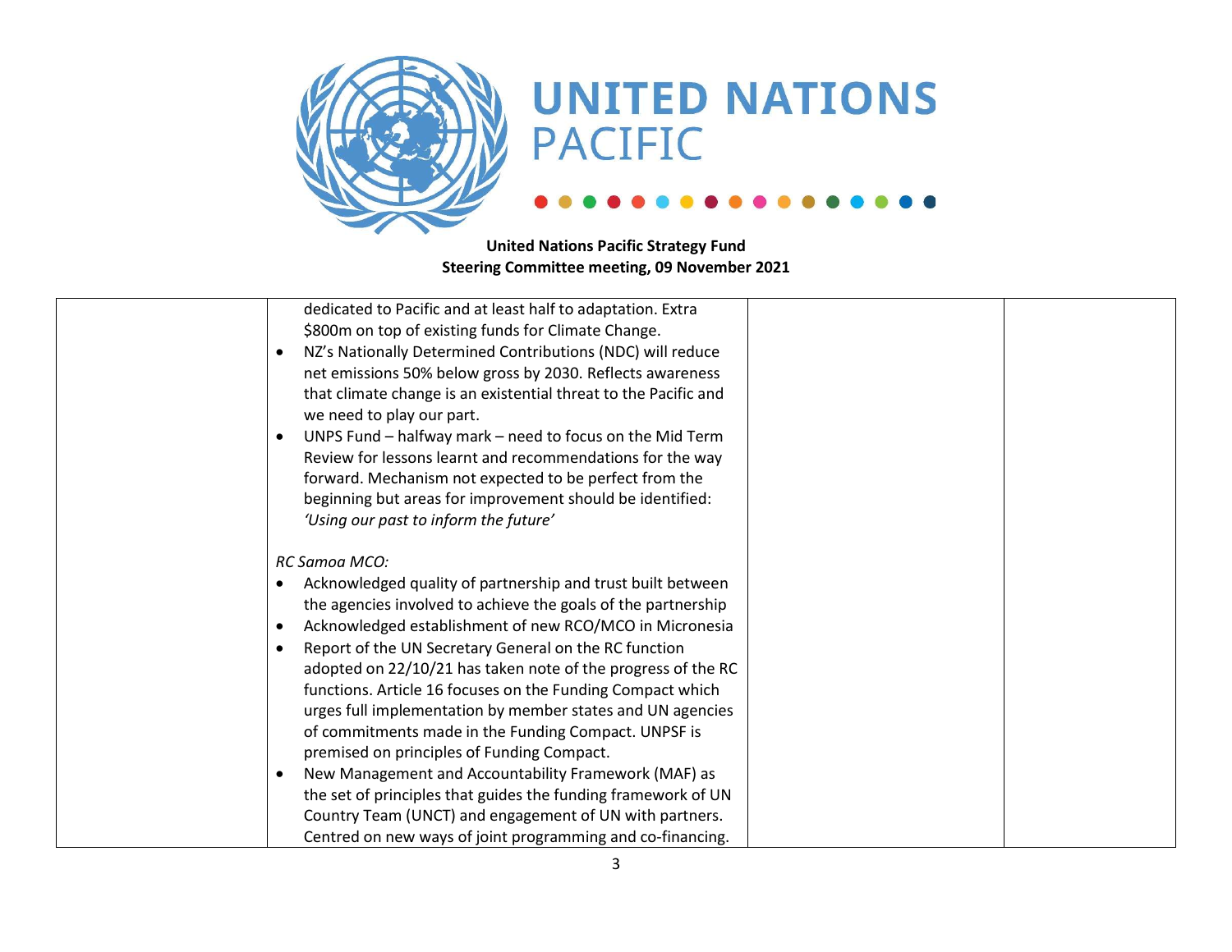**United Nations Pacific Strategy Fund**
**Steering Committee meeting, 09 November 2021**

| | | | |
|---|---|---|---|
| | dedicated to Pacific and at least half to adaptation. Extra \$800m on top of existing funds for Climate Change.<br>• NZ's Nationally Determined Contributions (NDC) will reduce net emissions 50% below gross by 2030. Reflects awareness that climate change is an existential threat to the Pacific and we need to play our part.<br>• UNPS Fund – halfway mark – need to focus on the Mid Term Review for lessons learnt and recommendations for the way forward. Mechanism not expected to be perfect from the beginning but areas for improvement should be identified: *'Using our past to inform the future'*<br><br>*RC Samoa MCO:*<br>• Acknowledged quality of partnership and trust built between the agencies involved to achieve the goals of the partnership<br>• Acknowledged establishment of new RCO/MCO in Micronesia<br>• Report of the UN Secretary General on the RC function adopted on 22/10/21 has taken note of the progress of the RC functions. Article 16 focuses on the Funding Compact which urges full implementation by member states and UN agencies of commitments made in the Funding Compact. UNPSF is premised on principles of Funding Compact.<br>• New Management and Accountability Framework (MAF) as the set of principles that guides the funding framework of UN Country Team (UNCT) and engagement of UN with partners. Centred on new ways of joint programming and co-financing. | | |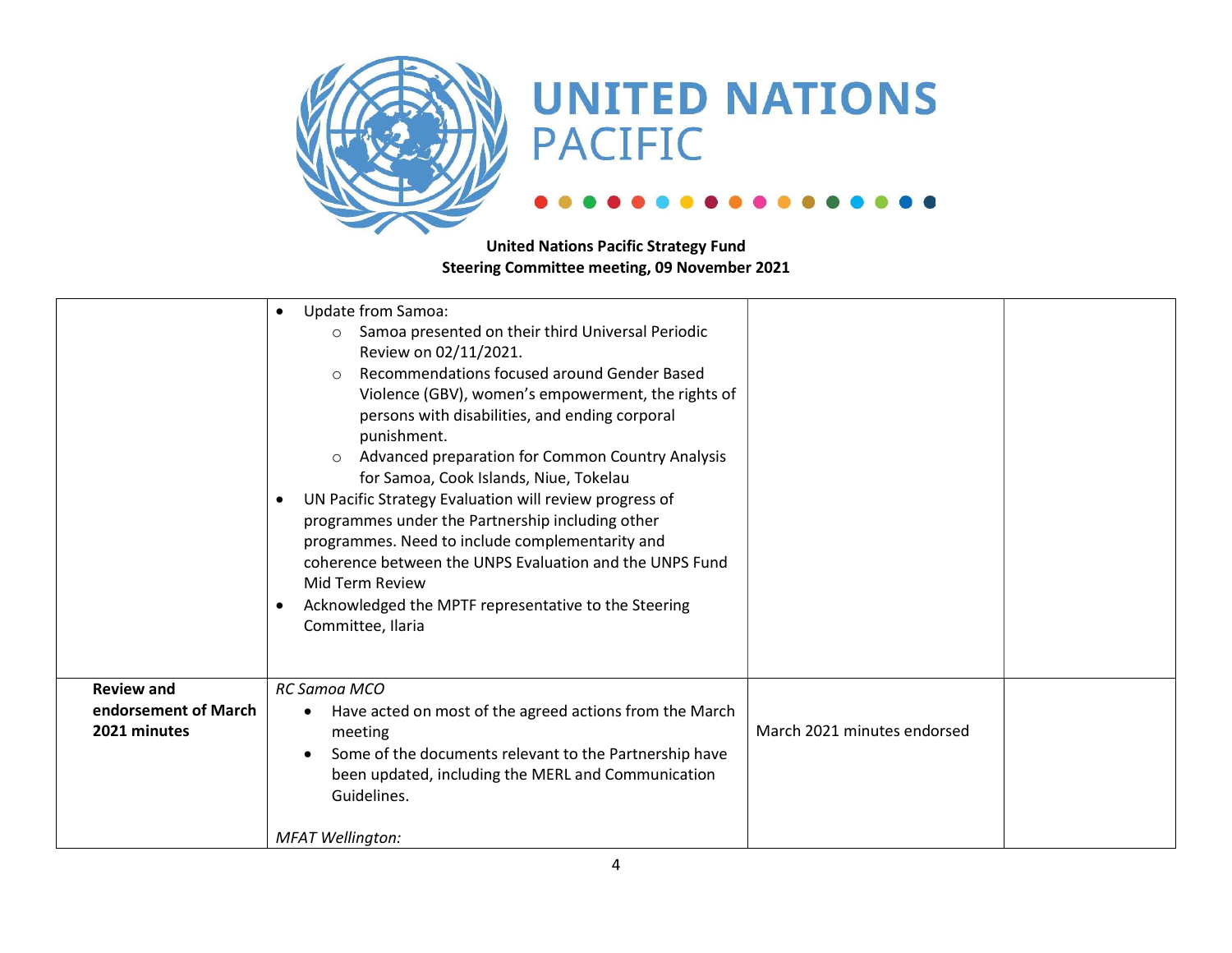**United Nations Pacific Strategy Fund**
**Steering Committee meeting, 09 November 2021**

| | | | |
|---|---|---|---|
| | • Update from Samoa:<br>  ○ Samoa presented on their third Universal Periodic Review on 02/11/2021.<br>  ○ Recommendations focused around Gender Based Violence (GBV), women's empowerment, the rights of persons with disabilities, and ending corporal punishment.<br>  ○ Advanced preparation for Common Country Analysis for Samoa, Cook Islands, Niue, Tokelau<br>• UN Pacific Strategy Evaluation will review progress of programmes under the Partnership including other programmes. Need to include complementarity and coherence between the UNPS Evaluation and the UNPS Fund Mid Term Review<br>• Acknowledged the MPTF representative to the Steering Committee, Ilaria | | |
| **Review and endorsement of March 2021 minutes** | *RC Samoa MCO*<br>• Have acted on most of the agreed actions from the March meeting<br>• Some of the documents relevant to the Partnership have been updated, including the MERL and Communication Guidelines.<br><br>*MFAT Wellington:* | March 2021 minutes endorsed | |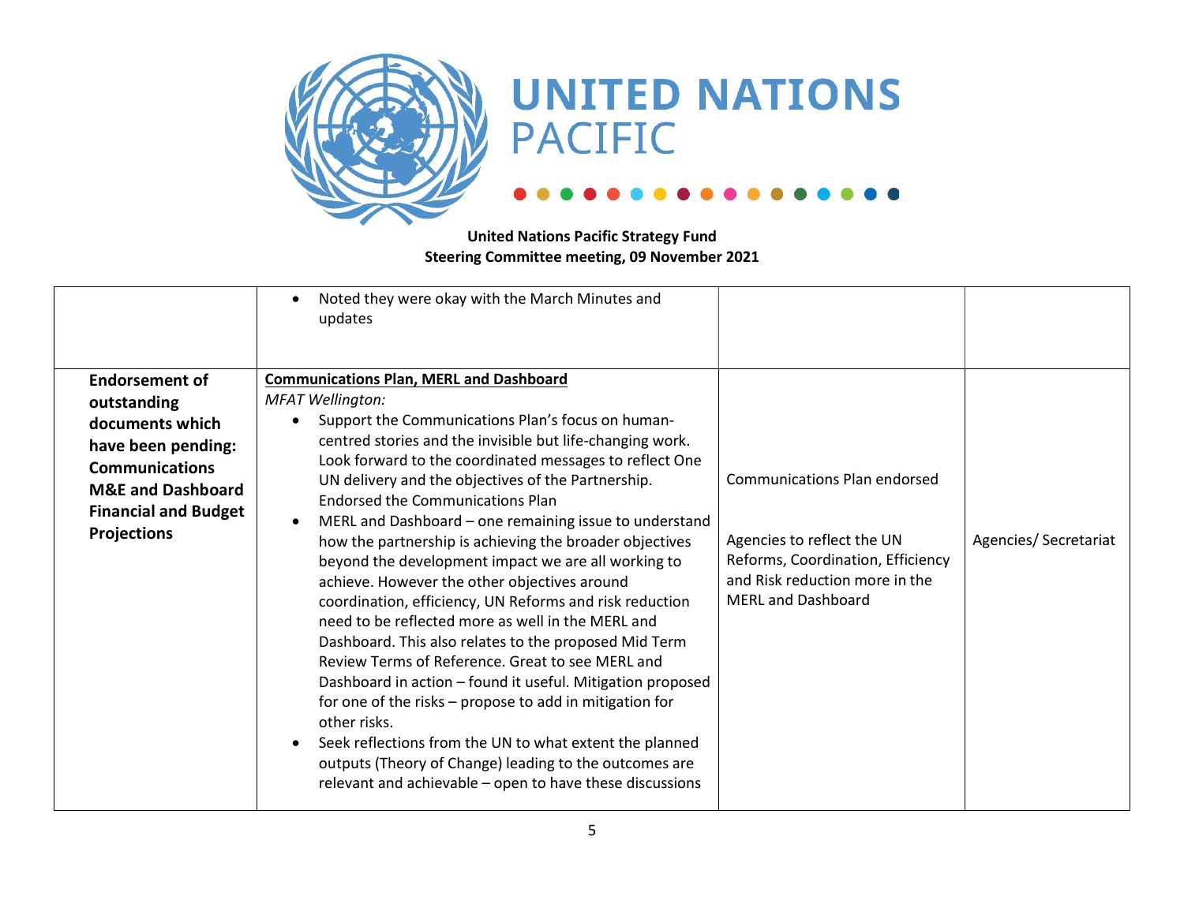**United Nations Pacific Strategy Fund**
**Steering Committee meeting, 09 November 2021**

| | | | |
|---|---|---|---|
| | • Noted they were okay with the March Minutes and updates | | |
| **Endorsement of outstanding documents which have been pending: Communications M&E and Dashboard Financial and Budget Projections** | **<u>Communications Plan, MERL and Dashboard</u>**<br>*MFAT Wellington:*<br>• Support the Communications Plan's focus on human-centred stories and the invisible but life-changing work. Look forward to the coordinated messages to reflect One UN delivery and the objectives of the Partnership. Endorsed the Communications Plan<br>• MERL and Dashboard – one remaining issue to understand how the partnership is achieving the broader objectives beyond the development impact we are all working to achieve. However the other objectives around coordination, efficiency, UN Reforms and risk reduction need to be reflected more as well in the MERL and Dashboard. This also relates to the proposed Mid Term Review Terms of Reference. Great to see MERL and Dashboard in action – found it useful. Mitigation proposed for one of the risks – propose to add in mitigation for other risks.<br>• Seek reflections from the UN to what extent the planned outputs (Theory of Change) leading to the outcomes are relevant and achievable – open to have these discussions | Communications Plan endorsed<br><br>Agencies to reflect the UN Reforms, Coordination, Efficiency and Risk reduction more in the MERL and Dashboard | Agencies/ Secretariat |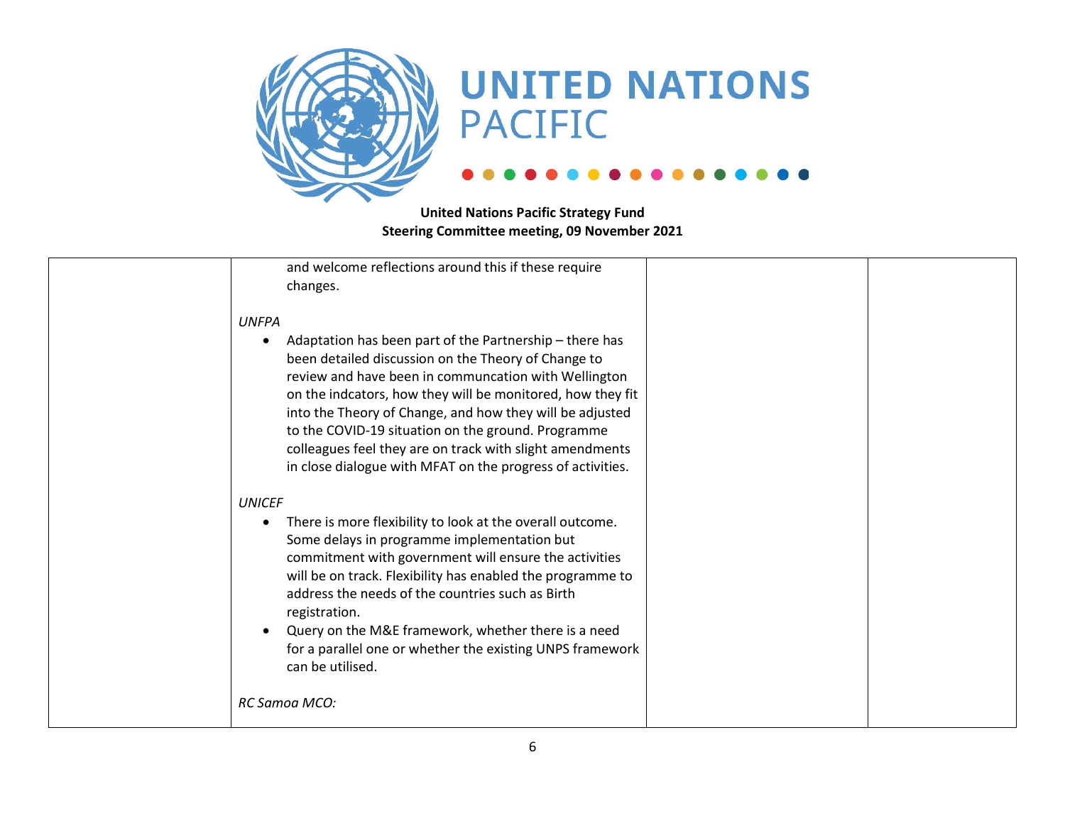**United Nations Pacific Strategy Fund**
**Steering Committee meeting, 09 November 2021**

| | | | |
|---|---|---|---|
| | and welcome reflections around this if these require changes.<br><br>*UNFPA*<br>• Adaptation has been part of the Partnership – there has been detailed discussion on the Theory of Change to review and have been in communcation with Wellington on the indcators, how they will be monitored, how they fit into the Theory of Change, and how they will be adjusted to the COVID-19 situation on the ground. Programme colleagues feel they are on track with slight amendments in close dialogue with MFAT on the progress of activities.<br><br>*UNICEF*<br>• There is more flexibility to look at the overall outcome. Some delays in programme implementation but commitment with government will ensure the activities will be on track. Flexibility has enabled the programme to address the needs of the countries such as Birth registration.<br>• Query on the M&E framework, whether there is a need for a parallel one or whether the existing UNPS framework can be utilised.<br><br>*RC Samoa MCO:* | | |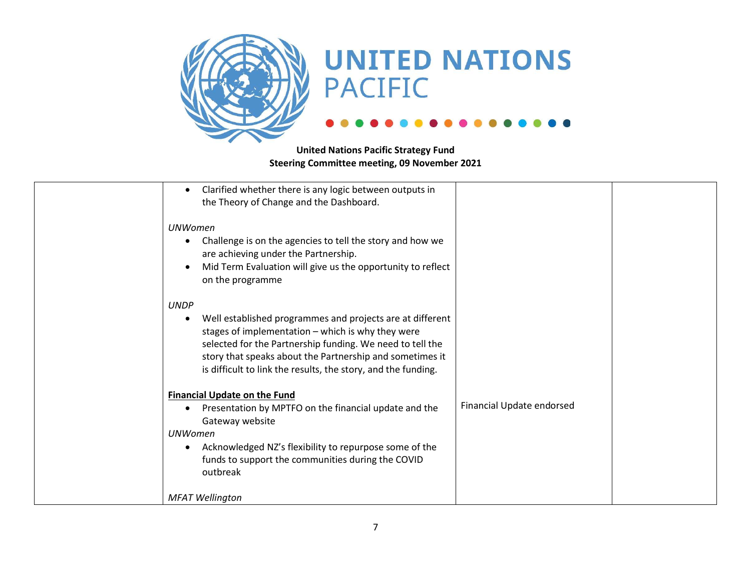**United Nations Pacific Strategy Fund**
**Steering Committee meeting, 09 November 2021**

| | | | |
|---|---|---|---|
| | <ul><li>Clarified whether there is any logic between outputs in the Theory of Change and the Dashboard.</li></ul> *UNWomen* <ul><li>Challenge is on the agencies to tell the story and how we are achieving under the Partnership.</li><li>Mid Term Evaluation will give us the opportunity to reflect on the programme</li></ul> *UNDP* <ul><li>Well established programmes and projects are at different stages of implementation – which is why they were selected for the Partnership funding. We need to tell the story that speaks about the Partnership and sometimes it is difficult to link the results, the story, and the funding.</li></ul> **<u>Financial Update on the Fund</u>** <ul><li>Presentation by MPTFO on the financial update and the Gateway website</li></ul> *UNWomen* <ul><li>Acknowledged NZ's flexibility to repurpose some of the funds to support the communities during the COVID outbreak</li></ul> *MFAT Wellington* | Financial Update endorsed | |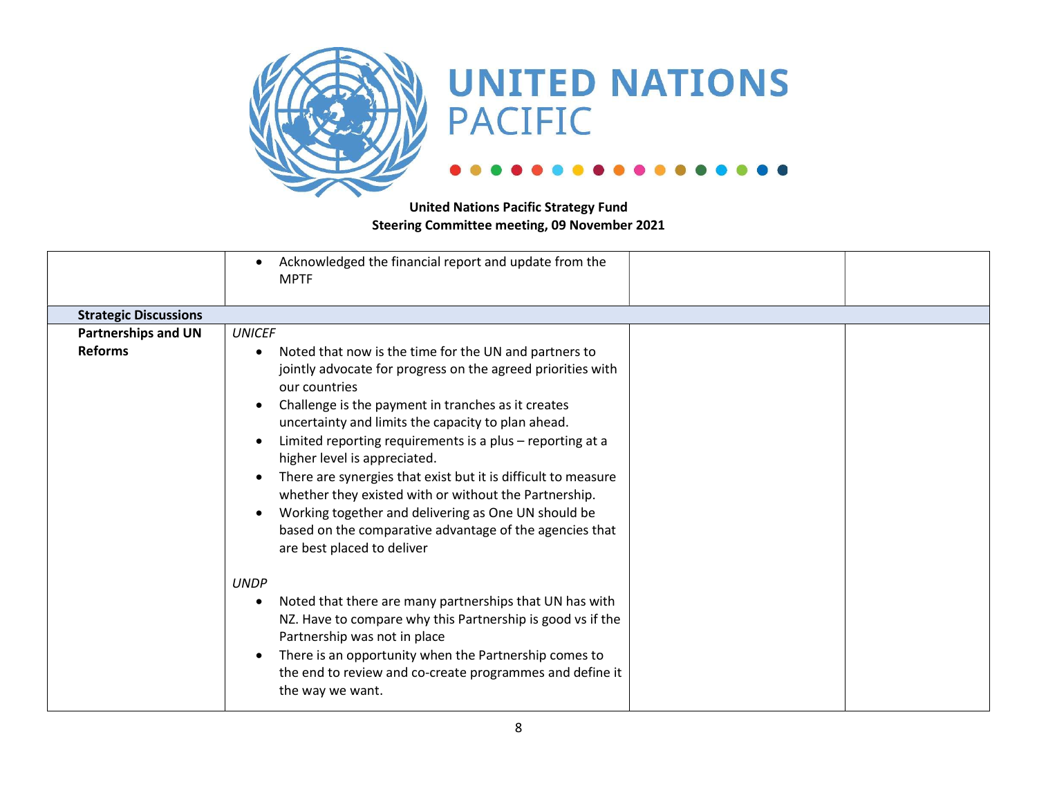**United Nations Pacific Strategy Fund**
**Steering Committee meeting, 09 November 2021**

| | | | |
|---|---|---|---|
| | • Acknowledged the financial report and update from the MPTF | | |
| **Strategic Discussions** | | | |
| **Partnerships and UN Reforms** | *UNICEF*<br>• Noted that now is the time for the UN and partners to jointly advocate for progress on the agreed priorities with our countries<br>• Challenge is the payment in tranches as it creates uncertainty and limits the capacity to plan ahead.<br>• Limited reporting requirements is a plus – reporting at a higher level is appreciated.<br>• There are synergies that exist but it is difficult to measure whether they existed with or without the Partnership.<br>• Working together and delivering as One UN should be based on the comparative advantage of the agencies that are best placed to deliver<br><br>*UNDP*<br>• Noted that there are many partnerships that UN has with NZ. Have to compare why this Partnership is good vs if the Partnership was not in place<br>• There is an opportunity when the Partnership comes to the end to review and co-create programmes and define it the way we want. | | |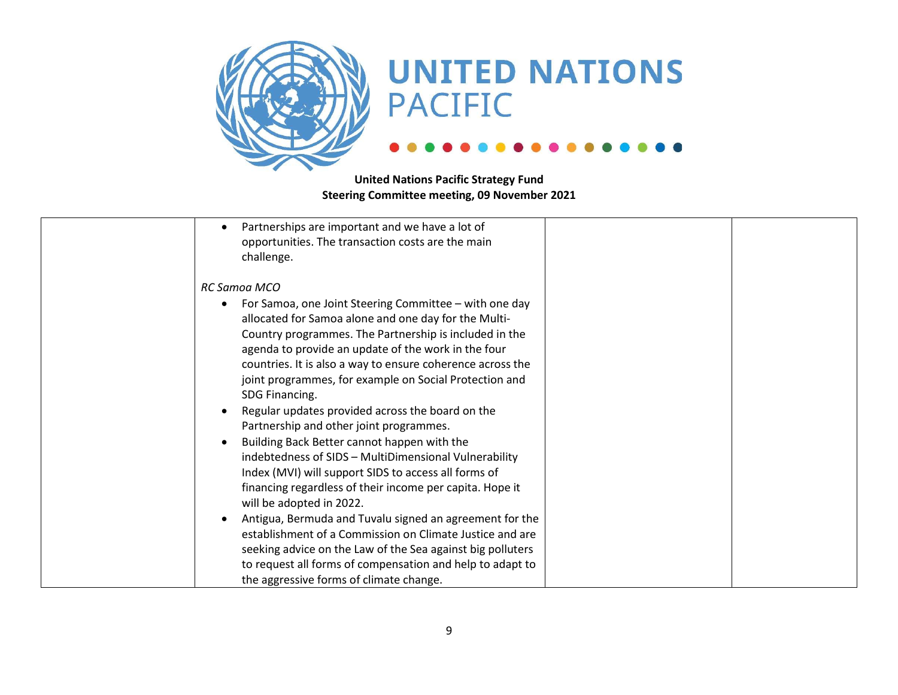**United Nations Pacific Strategy Fund**
**Steering Committee meeting, 09 November 2021**

| | | | |
|---|---|---|---|
| | • Partnerships are important and we have a lot of opportunities. The transaction costs are the main challenge.<br><br>*RC Samoa MCO*<br>• For Samoa, one Joint Steering Committee – with one day allocated for Samoa alone and one day for the Multi-Country programmes. The Partnership is included in the agenda to provide an update of the work in the four countries. It is also a way to ensure coherence across the joint programmes, for example on Social Protection and SDG Financing.<br>• Regular updates provided across the board on the Partnership and other joint programmes.<br>• Building Back Better cannot happen with the indebtedness of SIDS – MultiDimensional Vulnerability Index (MVI) will support SIDS to access all forms of financing regardless of their income per capita. Hope it will be adopted in 2022.<br>• Antigua, Bermuda and Tuvalu signed an agreement for the establishment of a Commission on Climate Justice and are seeking advice on the Law of the Sea against big polluters to request all forms of compensation and help to adapt to the aggressive forms of climate change. | | |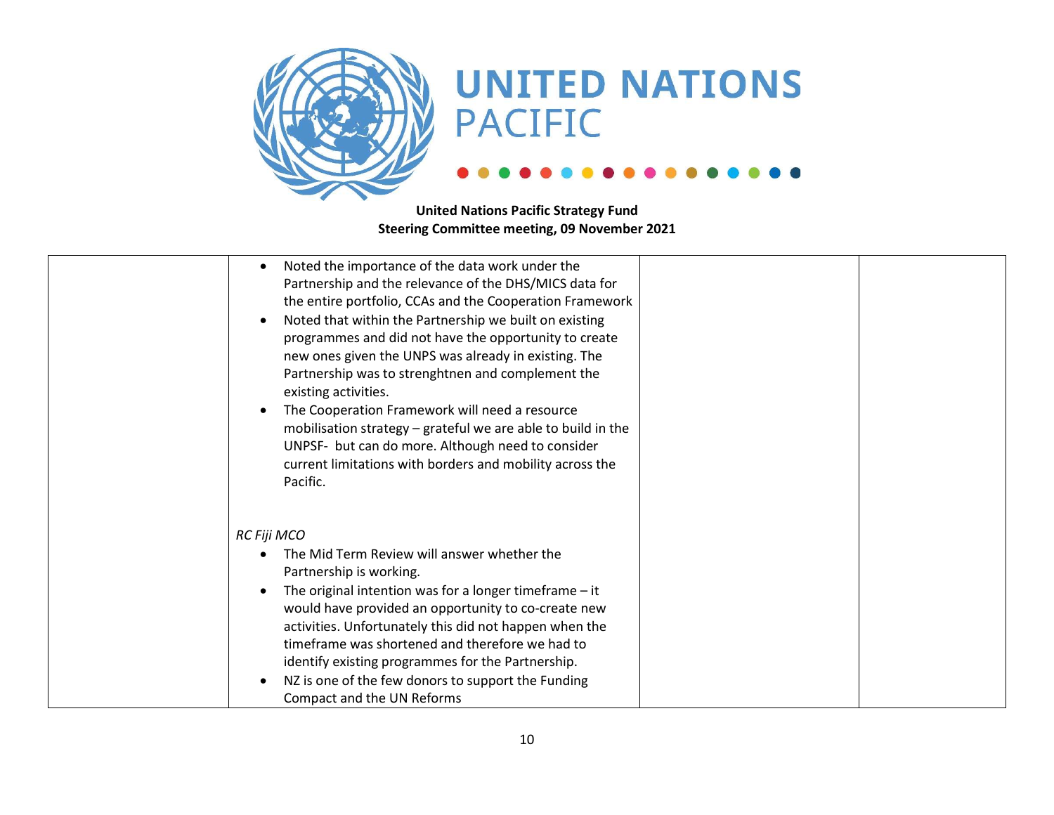**United Nations Pacific Strategy Fund**
**Steering Committee meeting, 09 November 2021**

| | | | |
|---|---|---|---|
| | • Noted the importance of the data work under the Partnership and the relevance of the DHS/MICS data for the entire portfolio, CCAs and the Cooperation Framework<br>• Noted that within the Partnership we built on existing programmes and did not have the opportunity to create new ones given the UNPS was already in existing. The Partnership was to strenghtnen and complement the existing activities.<br>• The Cooperation Framework will need a resource mobilisation strategy – grateful we are able to build in the UNPSF- but can do more. Although need to consider current limitations with borders and mobility across the Pacific.<br><br>*RC Fiji MCO*<br>• The Mid Term Review will answer whether the Partnership is working.<br>• The original intention was for a longer timeframe – it would have provided an opportunity to co-create new activities. Unfortunately this did not happen when the timeframe was shortened and therefore we had to identify existing programmes for the Partnership.<br>• NZ is one of the few donors to support the Funding Compact and the UN Reforms | | |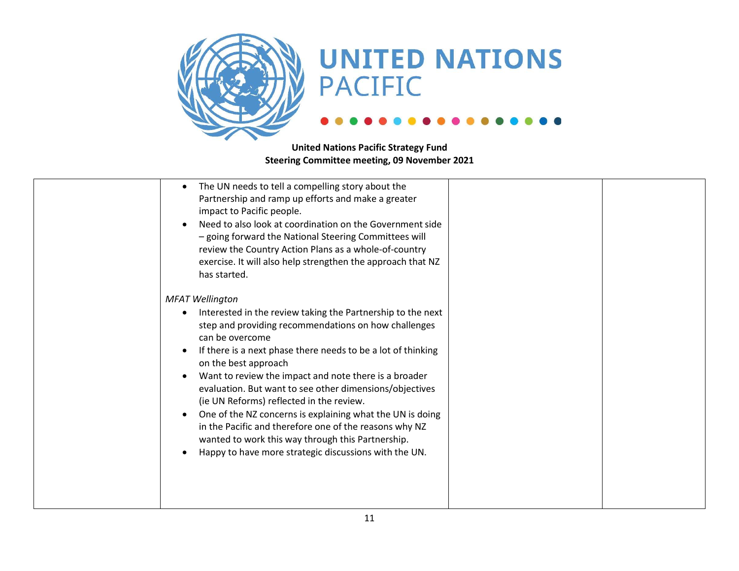| | | | |
|---|---|---|---|
| | • The UN needs to tell a compelling story about the Partnership and ramp up efforts and make a greater impact to Pacific people.<br>• Need to also look at coordination on the Government side – going forward the National Steering Committees will review the Country Action Plans as a whole-of-country exercise. It will also help strengthen the approach that NZ has started.<br><br>*MFAT Wellington*<br>• Interested in the review taking the Partnership to the next step and providing recommendations on how challenges can be overcome<br>• If there is a next phase there needs to be a lot of thinking on the best approach<br>• Want to review the impact and note there is a broader evaluation. But want to see other dimensions/objectives (ie UN Reforms) reflected in the review.<br>• One of the NZ concerns is explaining what the UN is doing in the Pacific and therefore one of the reasons why NZ wanted to work this way through this Partnership.<br>• Happy to have more strategic discussions with the UN. | | |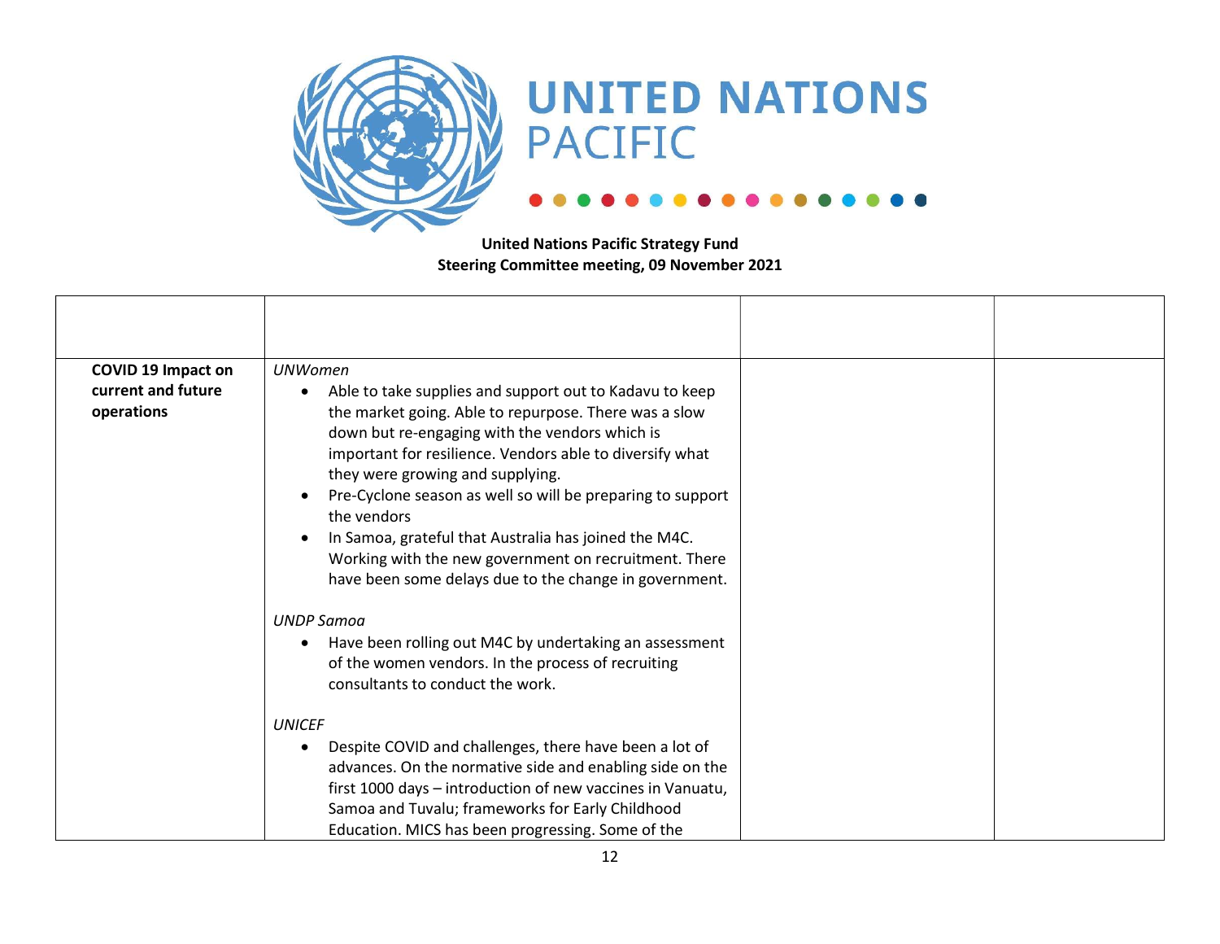**United Nations Pacific Strategy Fund**
**Steering Committee meeting, 09 November 2021**

| | | | |
|---|---|---|---|
| **COVID 19 Impact on current and future operations** | *UNWomen*<br>• Able to take supplies and support out to Kadavu to keep the market going. Able to repurpose. There was a slow down but re-engaging with the vendors which is important for resilience. Vendors able to diversify what they were growing and supplying.<br>• Pre-Cyclone season as well so will be preparing to support the vendors<br>• In Samoa, grateful that Australia has joined the M4C. Working with the new government on recruitment. There have been some delays due to the change in government.<br><br>*UNDP Samoa*<br>• Have been rolling out M4C by undertaking an assessment of the women vendors. In the process of recruiting consultants to conduct the work.<br><br>*UNICEF*<br>• Despite COVID and challenges, there have been a lot of advances. On the normative side and enabling side on the first 1000 days – introduction of new vaccines in Vanuatu, Samoa and Tuvalu; frameworks for Early Childhood Education. MICS has been progressing. Some of the | | |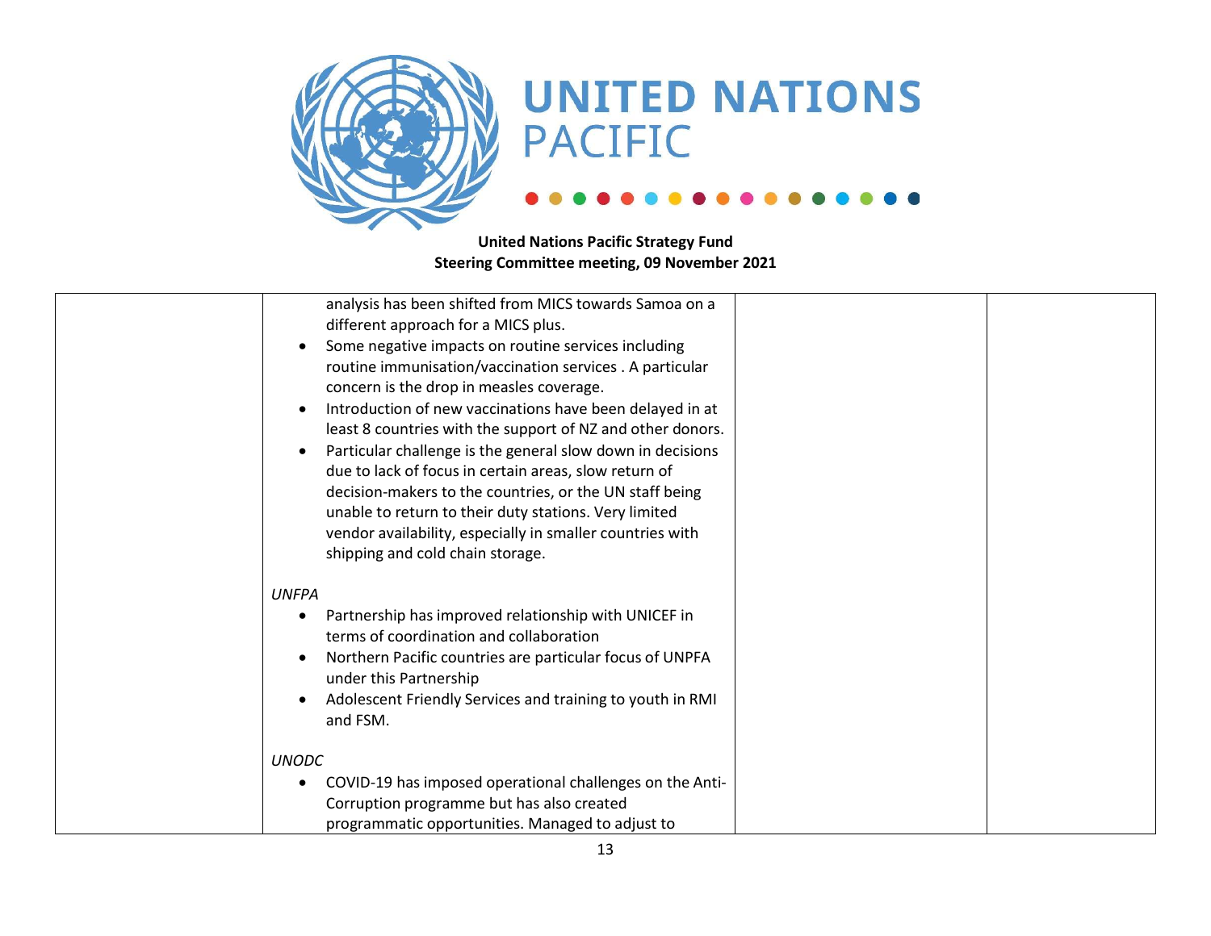**United Nations Pacific Strategy Fund**
**Steering Committee meeting, 09 November 2021**

| | | | |
|---|---|---|---|
| | analysis has been shifted from MICS towards Samoa on a different approach for a MICS plus.<br>• Some negative impacts on routine services including routine immunisation/vaccination services . A particular concern is the drop in measles coverage.<br>• Introduction of new vaccinations have been delayed in at least 8 countries with the support of NZ and other donors.<br>• Particular challenge is the general slow down in decisions due to lack of focus in certain areas, slow return of decision-makers to the countries, or the UN staff being unable to return to their duty stations. Very limited vendor availability, especially in smaller countries with shipping and cold chain storage.<br><br>*UNFPA*<br>• Partnership has improved relationship with UNICEF in terms of coordination and collaboration<br>• Northern Pacific countries are particular focus of UNPFA under this Partnership<br>• Adolescent Friendly Services and training to youth in RMI and FSM.<br><br>*UNODC*<br>• COVID-19 has imposed operational challenges on the Anti-Corruption programme but has also created programmatic opportunities. Managed to adjust to | | |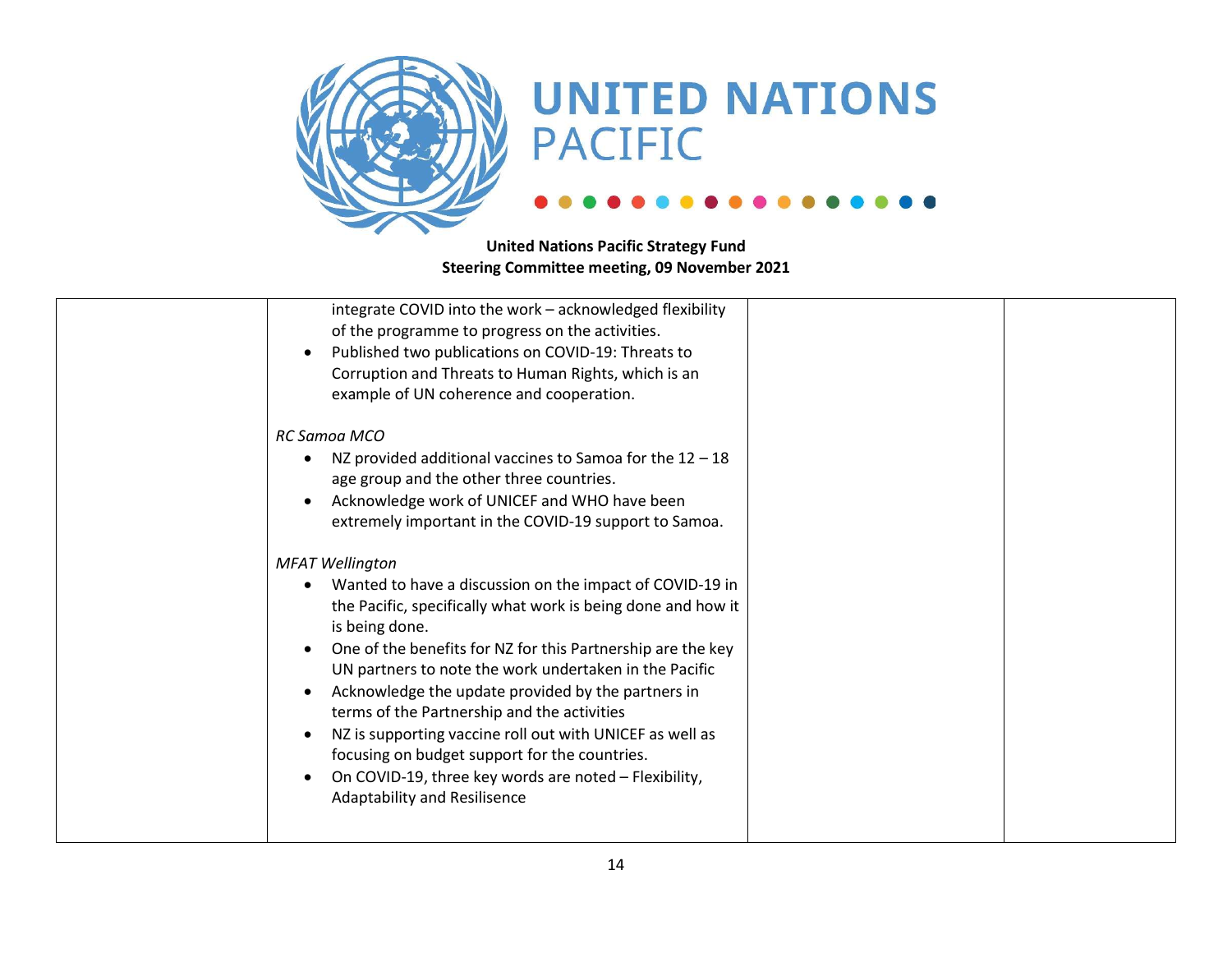**United Nations Pacific Strategy Fund**
**Steering Committee meeting, 09 November 2021**

| | | | |
|---|---|---|---|
| | integrate COVID into the work – acknowledged flexibility of the programme to progress on the activities.<br>• Published two publications on COVID-19: Threats to Corruption and Threats to Human Rights, which is an example of UN coherence and cooperation.<br><br>*RC Samoa MCO*<br>• NZ provided additional vaccines to Samoa for the 12 – 18 age group and the other three countries.<br>• Acknowledge work of UNICEF and WHO have been extremely important in the COVID-19 support to Samoa.<br><br>*MFAT Wellington*<br>• Wanted to have a discussion on the impact of COVID-19 in the Pacific, specifically what work is being done and how it is being done.<br>• One of the benefits for NZ for this Partnership are the key UN partners to note the work undertaken in the Pacific<br>• Acknowledge the update provided by the partners in terms of the Partnership and the activities<br>• NZ is supporting vaccine roll out with UNICEF as well as focusing on budget support for the countries.<br>• On COVID-19, three key words are noted – Flexibility, Adaptability and Resilisence | | |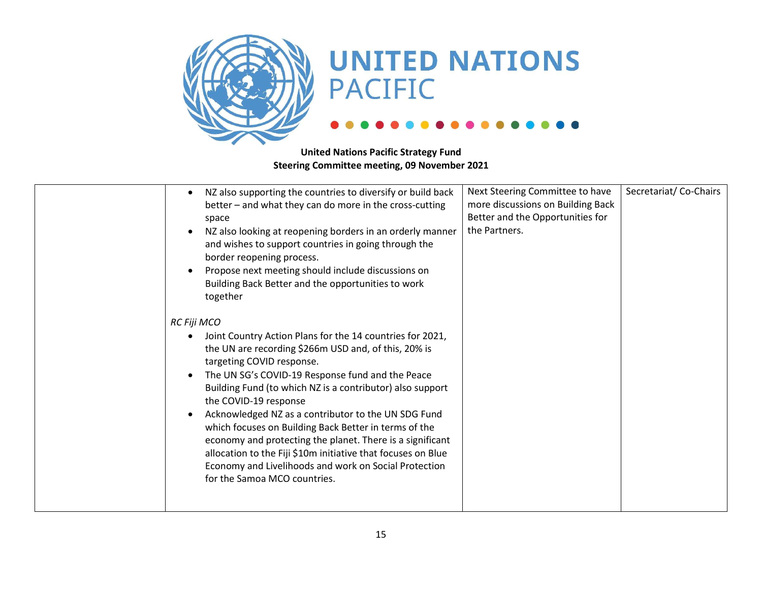**United Nations Pacific Strategy Fund**
**Steering Committee meeting, 09 November 2021**

| | | | |
|---|---|---|---|
| | • NZ also supporting the countries to diversify or build back better – and what they can do more in the cross-cutting space<br>• NZ also looking at reopening borders in an orderly manner and wishes to support countries in going through the border reopening process.<br>• Propose next meeting should include discussions on Building Back Better and the opportunities to work together<br><br>*RC Fiji MCO*<br>• Joint Country Action Plans for the 14 countries for 2021, the UN are recording $266m USD and, of this, 20% is targeting COVID response.<br>• The UN SG's COVID-19 Response fund and the Peace Building Fund (to which NZ is a contributor) also support the COVID-19 response<br>• Acknowledged NZ as a contributor to the UN SDG Fund which focuses on Building Back Better in terms of the economy and protecting the planet. There is a significant allocation to the Fiji $10m initiative that focuses on Blue Economy and Livelihoods and work on Social Protection for the Samoa MCO countries. | Next Steering Committee to have more discussions on Building Back Better and the Opportunities for the Partners. | Secretariat/ Co-Chairs |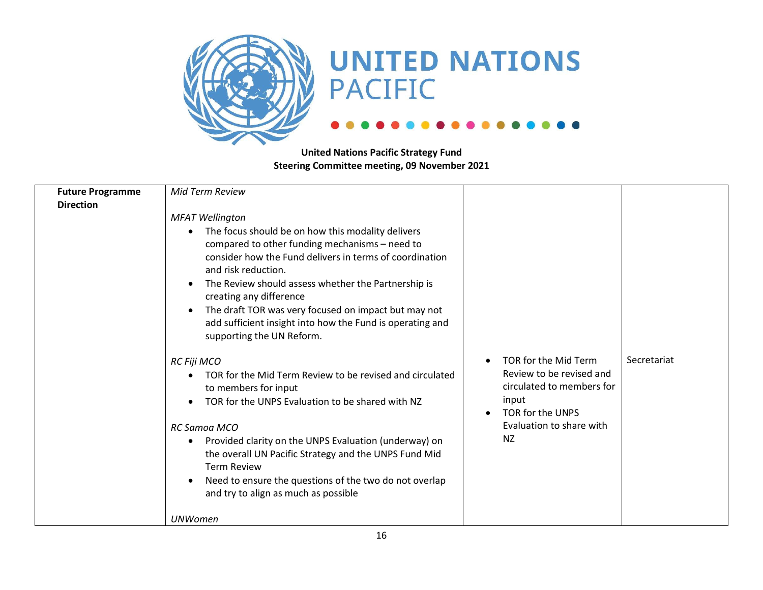**United Nations Pacific Strategy Fund**
**Steering Committee meeting, 09 November 2021**

| | | | |
|---|---|---|---|
| **Future Programme Direction** | *Mid Term Review*<br><br>*MFAT Wellington*<br>• The focus should be on how this modality delivers compared to other funding mechanisms – need to consider how the Fund delivers in terms of coordination and risk reduction.<br>• The Review should assess whether the Partnership is creating any difference<br>• The draft TOR was very focused on impact but may not add sufficient insight into how the Fund is operating and supporting the UN Reform.<br><br>*RC Fiji MCO*<br>• TOR for the Mid Term Review to be revised and circulated to members for input<br>• TOR for the UNPS Evaluation to be shared with NZ<br><br>*RC Samoa MCO*<br>• Provided clarity on the UNPS Evaluation (underway) on the overall UN Pacific Strategy and the UNPS Fund Mid Term Review<br>• Need to ensure the questions of the two do not overlap and try to align as much as possible<br><br>*UNWomen* | • TOR for the Mid Term Review to be revised and circulated to members for input<br>• TOR for the UNPS Evaluation to share with NZ | Secretariat |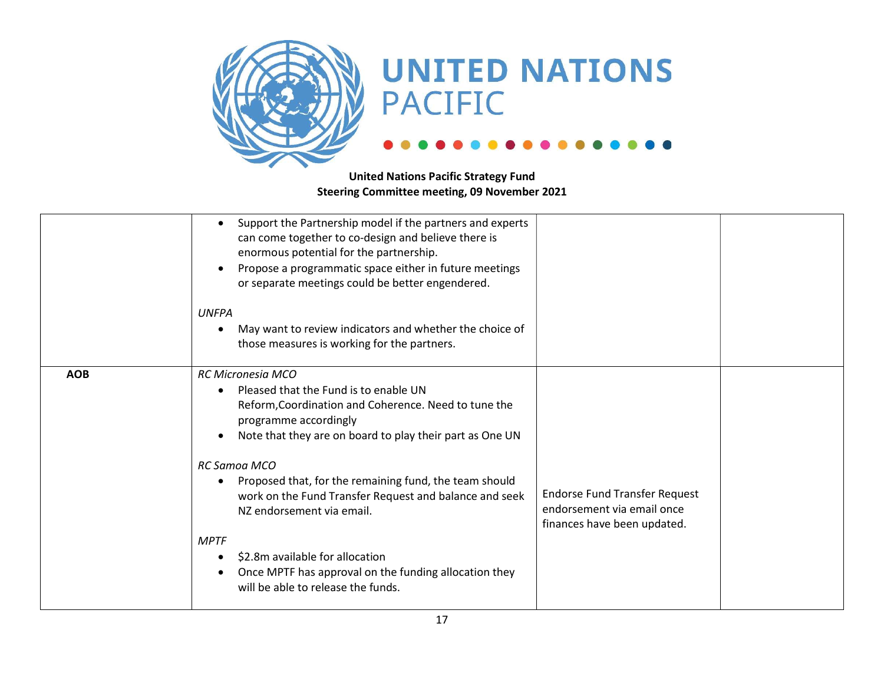United Nations Pacific Strategy Fund
Steering Committee meeting, 09 November 2021

| | | | |
|---|---|---|---|
| | • Support the Partnership model if the partners and experts can come together to co-design and believe there is enormous potential for the partnership.<br>• Propose a programmatic space either in future meetings or separate meetings could be better engendered.<br><br>*UNFPA*<br>• May want to review indicators and whether the choice of those measures is working for the partners. | | |
| **AOB** | *RC Micronesia MCO*<br>• Pleased that the Fund is to enable UN Reform,Coordination and Coherence. Need to tune the programme accordingly<br>• Note that they are on board to play their part as One UN<br><br>*RC Samoa MCO*<br>• Proposed that, for the remaining fund, the team should work on the Fund Transfer Request and balance and seek NZ endorsement via email.<br><br>*MPTF*<br>• $2.8m available for allocation<br>• Once MPTF has approval on the funding allocation they will be able to release the funds. | Endorse Fund Transfer Request endorsement via email once finances have been updated. | |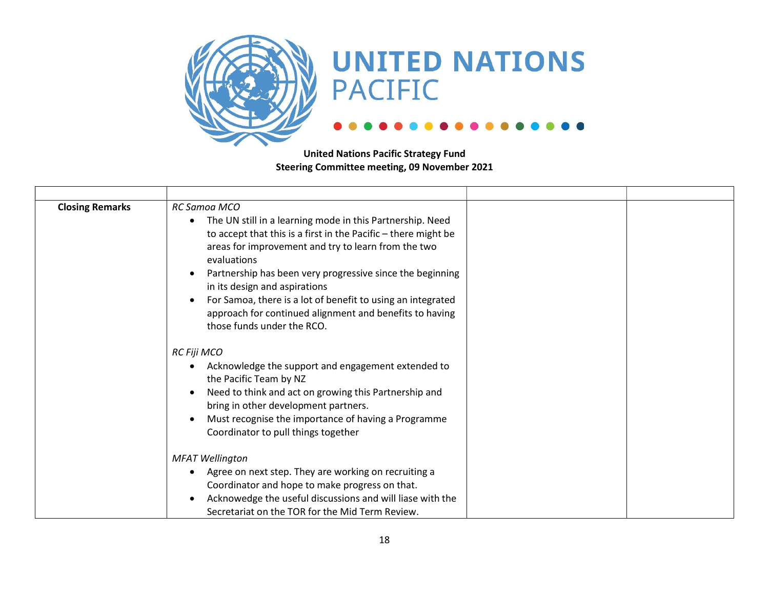**United Nations Pacific Strategy Fund**
**Steering Committee meeting, 09 November 2021**

| | | | |
|---|---|---|---|
| **Closing Remarks** | *RC Samoa MCO*<br>• The UN still in a learning mode in this Partnership. Need to accept that this is a first in the Pacific – there might be areas for improvement and try to learn from the two evaluations<br>• Partnership has been very progressive since the beginning in its design and aspirations<br>• For Samoa, there is a lot of benefit to using an integrated approach for continued alignment and benefits to having those funds under the RCO.<br><br>*RC Fiji MCO*<br>• Acknowledge the support and engagement extended to the Pacific Team by NZ<br>• Need to think and act on growing this Partnership and bring in other development partners.<br>• Must recognise the importance of having a Programme Coordinator to pull things together<br><br>*MFAT Wellington*<br>• Agree on next step. They are working on recruiting a Coordinator and hope to make progress on that.<br>• Acknowedge the useful discussions and will liase with the Secretariat on the TOR for the Mid Term Review. | | |